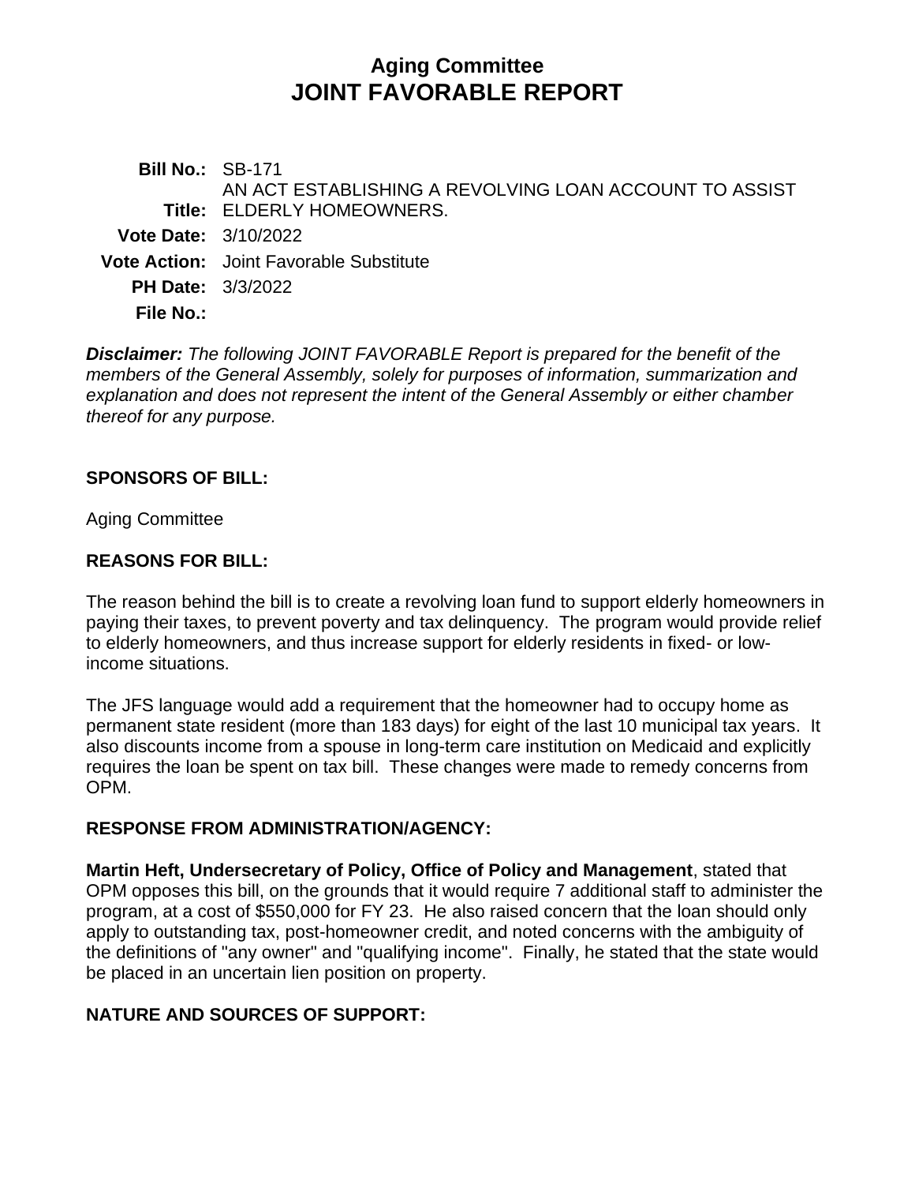# Aging Committee
# JOINT FAVORABLE REPORT

**Bill No.:** SB-171

**Title:** AN ACT ESTABLISHING A REVOLVING LOAN ACCOUNT TO ASSIST ELDERLY HOMEOWNERS.

**Vote Date:** 3/10/2022

**Vote Action:** Joint Favorable Substitute

**PH Date:** 3/3/2022

**File No.:**

***Disclaimer:*** *The following JOINT FAVORABLE Report is prepared for the benefit of the members of the General Assembly, solely for purposes of information, summarization and explanation and does not represent the intent of the General Assembly or either chamber thereof for any purpose.*

## SPONSORS OF BILL:

Aging Committee

## REASONS FOR BILL:

The reason behind the bill is to create a revolving loan fund to support elderly homeowners in paying their taxes, to prevent poverty and tax delinquency. The program would provide relief to elderly homeowners, and thus increase support for elderly residents in fixed- or low-income situations.

The JFS language would add a requirement that the homeowner had to occupy home as permanent state resident (more than 183 days) for eight of the last 10 municipal tax years. It also discounts income from a spouse in long-term care institution on Medicaid and explicitly requires the loan be spent on tax bill. These changes were made to remedy concerns from OPM.

## RESPONSE FROM ADMINISTRATION/AGENCY:

**Martin Heft, Undersecretary of Policy, Office of Policy and Management**, stated that OPM opposes this bill, on the grounds that it would require 7 additional staff to administer the program, at a cost of $550,000 for FY 23. He also raised concern that the loan should only apply to outstanding tax, post-homeowner credit, and noted concerns with the ambiguity of the definitions of "any owner" and "qualifying income". Finally, he stated that the state would be placed in an uncertain lien position on property.

## NATURE AND SOURCES OF SUPPORT: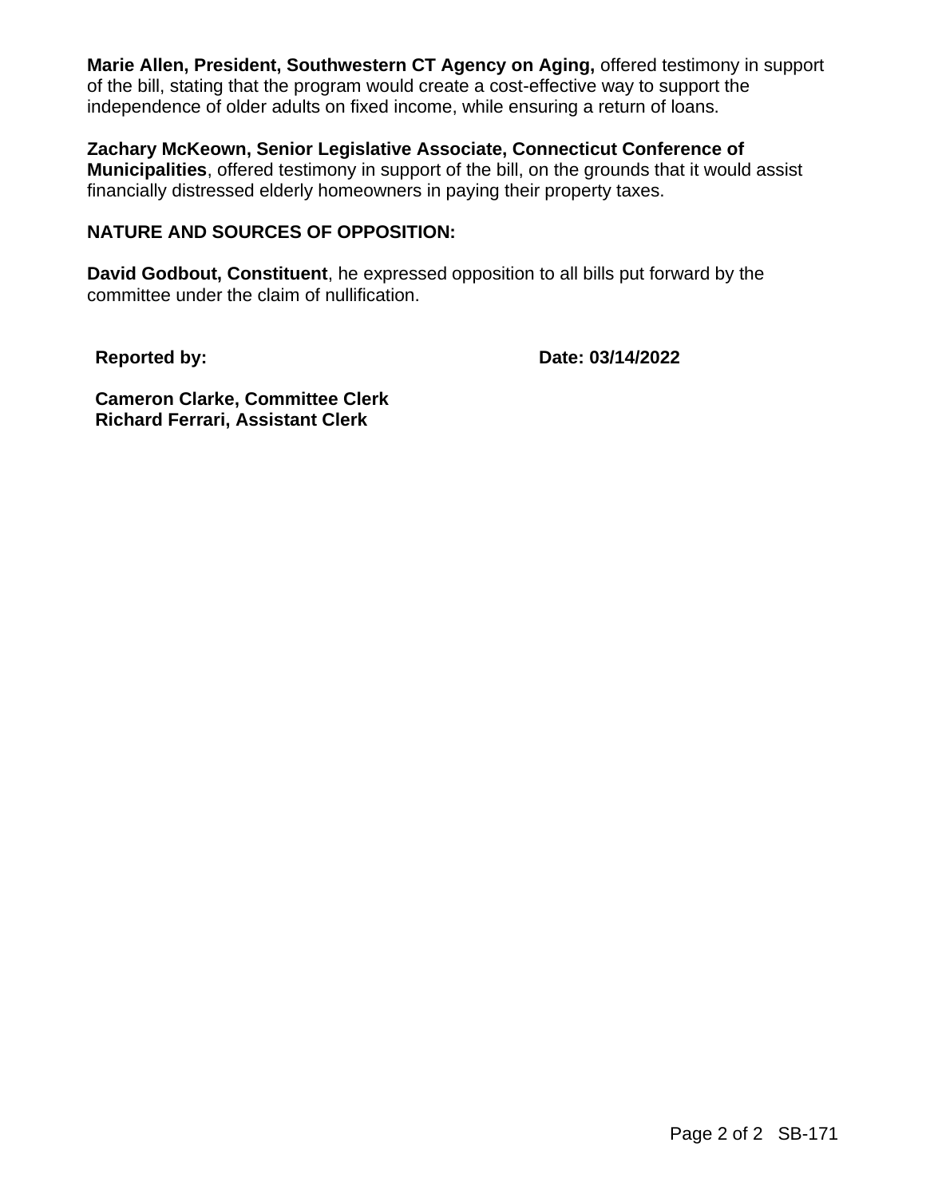**Marie Allen, President, Southwestern CT Agency on Aging,** offered testimony in support of the bill, stating that the program would create a cost-effective way to support the independence of older adults on fixed income, while ensuring a return of loans.

**Zachary McKeown, Senior Legislative Associate, Connecticut Conference of Municipalities**, offered testimony in support of the bill, on the grounds that it would assist financially distressed elderly homeowners in paying their property taxes.

**NATURE AND SOURCES OF OPPOSITION:**

**David Godbout, Constituent**, he expressed opposition to all bills put forward by the committee under the claim of nullification.

**Reported by:** **Date: 03/14/2022**

**Cameron Clarke, Committee Clerk**
**Richard Ferrari, Assistant Clerk**